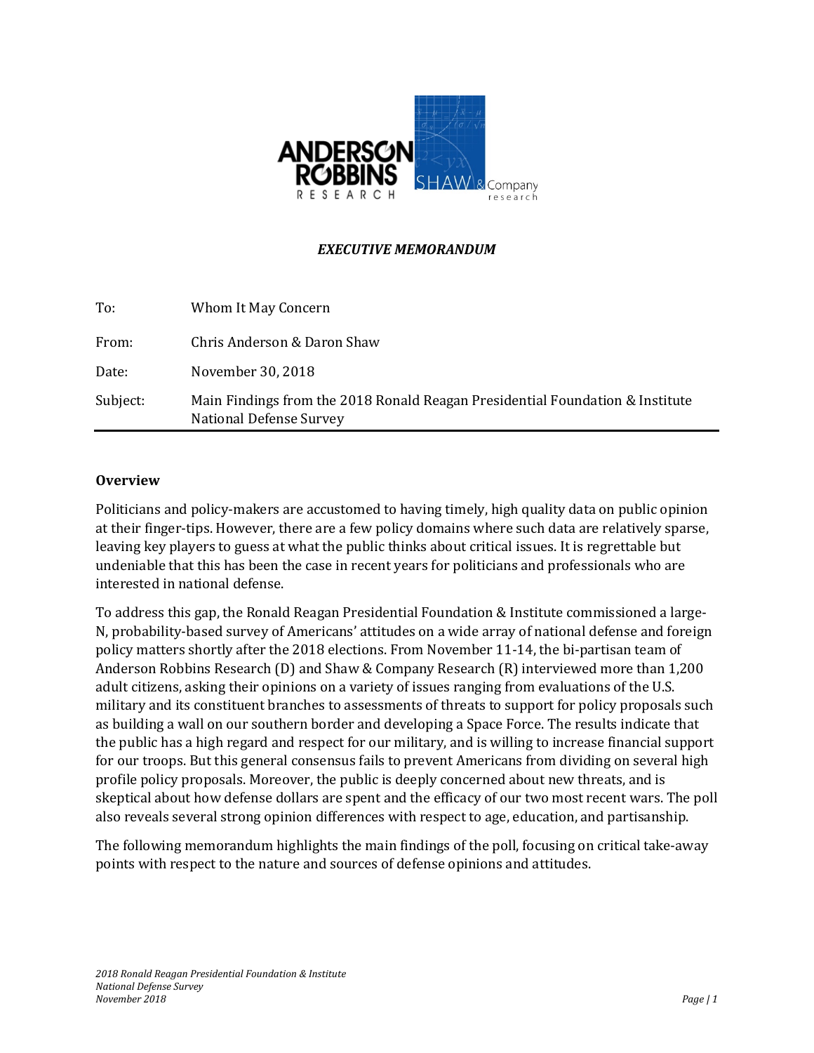***EXECUTIVE MEMORANDUM***

| | |
|---|---|
| To: | Whom It May Concern |
| From: | Chris Anderson & Daron Shaw |
| Date: | November 30, 2018 |
| Subject: | Main Findings from the 2018 Ronald Reagan Presidential Foundation & Institute National Defense Survey |

## Overview

Politicians and policy-makers are accustomed to having timely, high quality data on public opinion at their finger-tips. However, there are a few policy domains where such data are relatively sparse, leaving key players to guess at what the public thinks about critical issues. It is regrettable but undeniable that this has been the case in recent years for politicians and professionals who are interested in national defense.

To address this gap, the Ronald Reagan Presidential Foundation & Institute commissioned a large-N, probability-based survey of Americans' attitudes on a wide array of national defense and foreign policy matters shortly after the 2018 elections. From November 11-14, the bi-partisan team of Anderson Robbins Research (D) and Shaw & Company Research (R) interviewed more than 1,200 adult citizens, asking their opinions on a variety of issues ranging from evaluations of the U.S. military and its constituent branches to assessments of threats to support for policy proposals such as building a wall on our southern border and developing a Space Force. The results indicate that the public has a high regard and respect for our military, and is willing to increase financial support for our troops. But this general consensus fails to prevent Americans from dividing on several high profile policy proposals. Moreover, the public is deeply concerned about new threats, and is skeptical about how defense dollars are spent and the efficacy of our two most recent wars. The poll also reveals several strong opinion differences with respect to age, education, and partisanship.

The following memorandum highlights the main findings of the poll, focusing on critical take-away points with respect to the nature and sources of defense opinions and attitudes.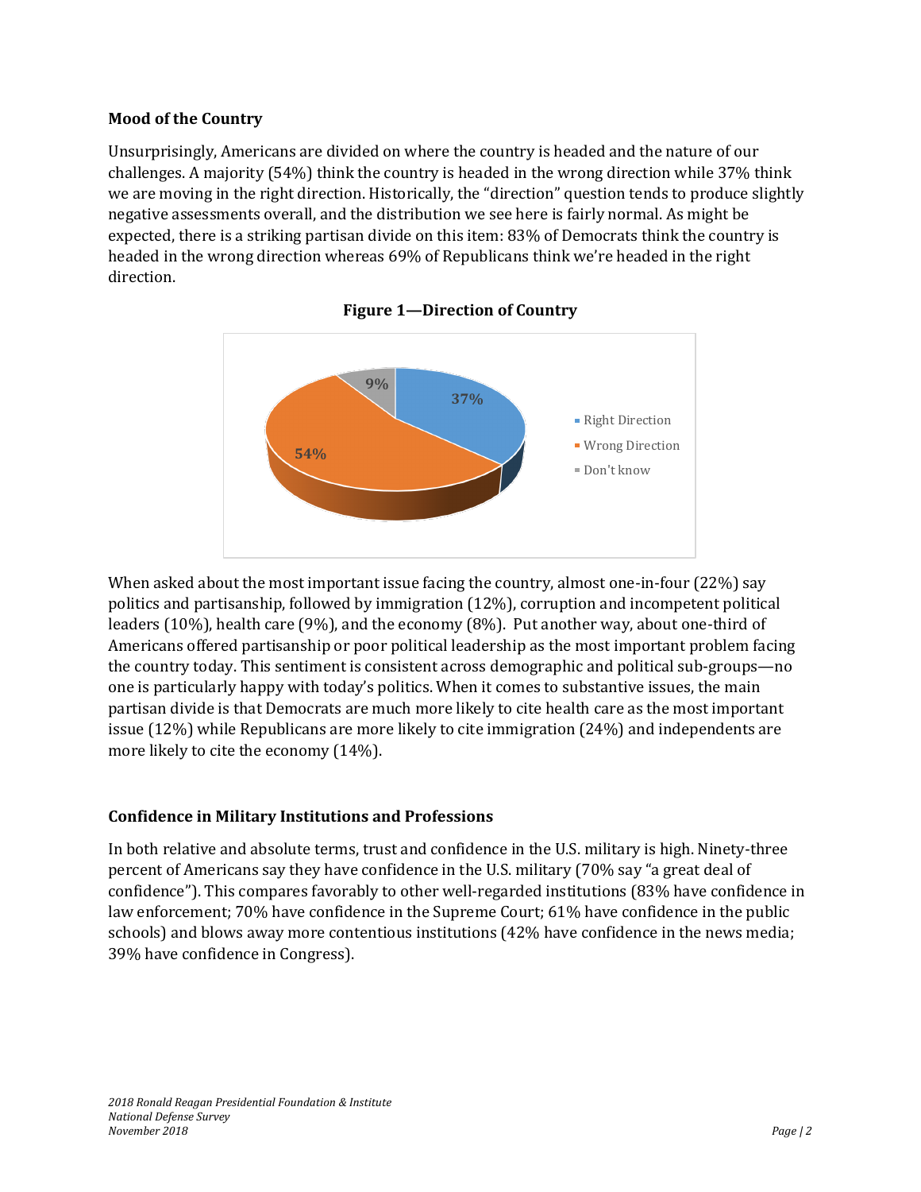### Mood of the Country

Unsurprisingly, Americans are divided on where the country is headed and the nature of our challenges. A majority (54%) think the country is headed in the wrong direction while 37% think we are moving in the right direction. Historically, the "direction" question tends to produce slightly negative assessments overall, and the distribution we see here is fairly normal. As might be expected, there is a striking partisan divide on this item: 83% of Democrats think the country is headed in the wrong direction whereas 69% of Republicans think we're headed in the right direction.

**Figure 1—Direction of Country**

When asked about the most important issue facing the country, almost one-in-four (22%) say politics and partisanship, followed by immigration (12%), corruption and incompetent political leaders (10%), health care (9%), and the economy (8%). Put another way, about one-third of Americans offered partisanship or poor political leadership as the most important problem facing the country today. This sentiment is consistent across demographic and political sub-groups—no one is particularly happy with today's politics. When it comes to substantive issues, the main partisan divide is that Democrats are much more likely to cite health care as the most important issue (12%) while Republicans are more likely to cite immigration (24%) and independents are more likely to cite the economy (14%).

### Confidence in Military Institutions and Professions

In both relative and absolute terms, trust and confidence in the U.S. military is high. Ninety-three percent of Americans say they have confidence in the U.S. military (70% say "a great deal of confidence"). This compares favorably to other well-regarded institutions (83% have confidence in law enforcement; 70% have confidence in the Supreme Court; 61% have confidence in the public schools) and blows away more contentious institutions (42% have confidence in the news media; 39% have confidence in Congress).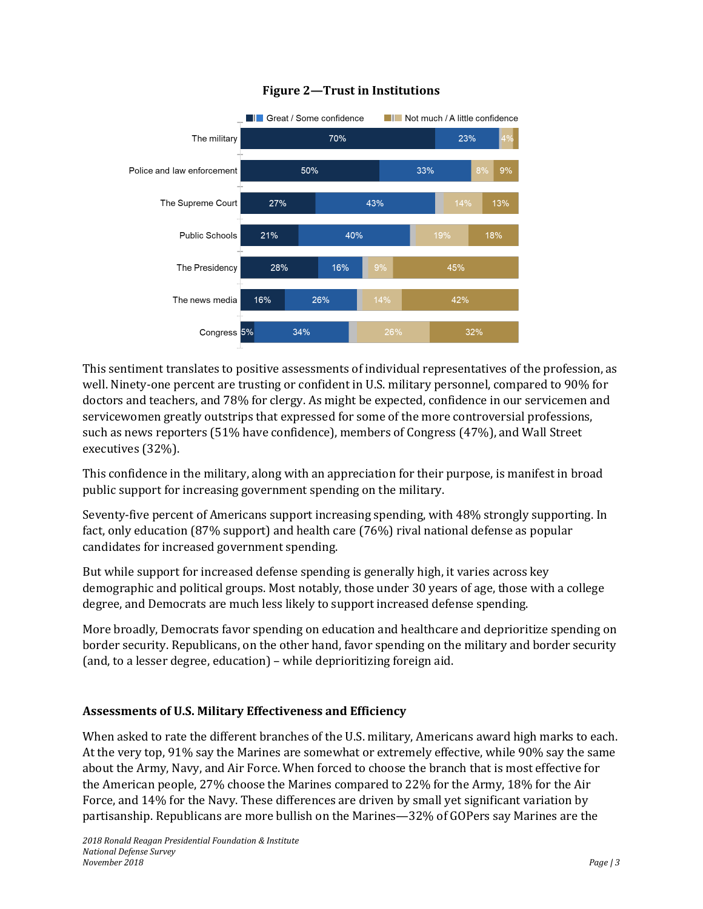**Figure 2—Trust in Institutions**

| | Great confidence | Some confidence | Not much confidence | A little confidence |
|---|---|---|---|---|
| The military | 70% | 23% | 4% | |
| Police and law enforcement | 50% | 33% | 8% | 9% |
| The Supreme Court | 27% | 43% | 14% | 13% |
| Public Schools | 21% | 40% | 19% | 18% |
| The Presidency | 28% | 16% | 9% | 45% |
| The news media | 16% | 26% | 14% | 42% |
| Congress | 5% | 34% | 26% | 32% |

This sentiment translates to positive assessments of individual representatives of the profession, as well. Ninety-one percent are trusting or confident in U.S. military personnel, compared to 90% for doctors and teachers, and 78% for clergy. As might be expected, confidence in our servicemen and servicewomen greatly outstrips that expressed for some of the more controversial professions, such as news reporters (51% have confidence), members of Congress (47%), and Wall Street executives (32%).

This confidence in the military, along with an appreciation for their purpose, is manifest in broad public support for increasing government spending on the military.

Seventy-five percent of Americans support increasing spending, with 48% strongly supporting. In fact, only education (87% support) and health care (76%) rival national defense as popular candidates for increased government spending.

But while support for increased defense spending is generally high, it varies across key demographic and political groups. Most notably, those under 30 years of age, those with a college degree, and Democrats are much less likely to support increased defense spending.

More broadly, Democrats favor spending on education and healthcare and deprioritize spending on border security. Republicans, on the other hand, favor spending on the military and border security (and, to a lesser degree, education) – while deprioritizing foreign aid.

### Assessments of U.S. Military Effectiveness and Efficiency

When asked to rate the different branches of the U.S. military, Americans award high marks to each. At the very top, 91% say the Marines are somewhat or extremely effective, while 90% say the same about the Army, Navy, and Air Force. When forced to choose the branch that is most effective for the American people, 27% choose the Marines compared to 22% for the Army, 18% for the Air Force, and 14% for the Navy. These differences are driven by small yet significant variation by partisanship. Republicans are more bullish on the Marines—32% of GOPers say Marines are the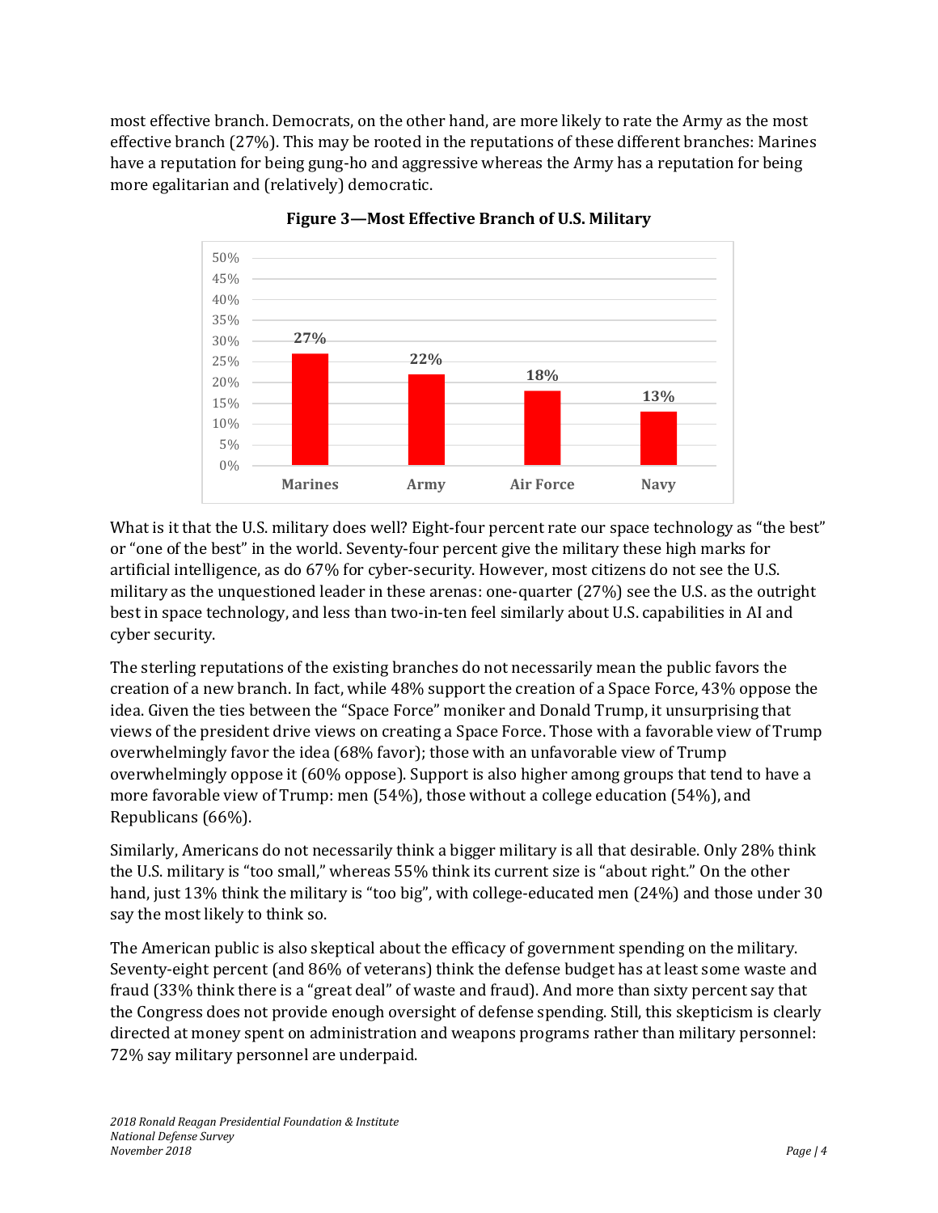most effective branch. Democrats, on the other hand, are more likely to rate the Army as the most effective branch (27%). This may be rooted in the reputations of these different branches: Marines have a reputation for being gung-ho and aggressive whereas the Army has a reputation for being more egalitarian and (relatively) democratic.

**Figure 3—Most Effective Branch of U.S. Military**

| Marines | Army | Air Force | Navy |
|---|---|---|---|
| 27% | 22% | 18% | 13% |

What is it that the U.S. military does well? Eight-four percent rate our space technology as "the best" or "one of the best" in the world. Seventy-four percent give the military these high marks for artificial intelligence, as do 67% for cyber-security. However, most citizens do not see the U.S. military as the unquestioned leader in these arenas: one-quarter (27%) see the U.S. as the outright best in space technology, and less than two-in-ten feel similarly about U.S. capabilities in AI and cyber security.

The sterling reputations of the existing branches do not necessarily mean the public favors the creation of a new branch. In fact, while 48% support the creation of a Space Force, 43% oppose the idea. Given the ties between the "Space Force" moniker and Donald Trump, it unsurprising that views of the president drive views on creating a Space Force. Those with a favorable view of Trump overwhelmingly favor the idea (68% favor); those with an unfavorable view of Trump overwhelmingly oppose it (60% oppose). Support is also higher among groups that tend to have a more favorable view of Trump: men (54%), those without a college education (54%), and Republicans (66%).

Similarly, Americans do not necessarily think a bigger military is all that desirable. Only 28% think the U.S. military is "too small," whereas 55% think its current size is "about right." On the other hand, just 13% think the military is "too big", with college-educated men (24%) and those under 30 say the most likely to think so.

The American public is also skeptical about the efficacy of government spending on the military. Seventy-eight percent (and 86% of veterans) think the defense budget has at least some waste and fraud (33% think there is a "great deal" of waste and fraud). And more than sixty percent say that the Congress does not provide enough oversight of defense spending. Still, this skepticism is clearly directed at money spent on administration and weapons programs rather than military personnel: 72% say military personnel are underpaid.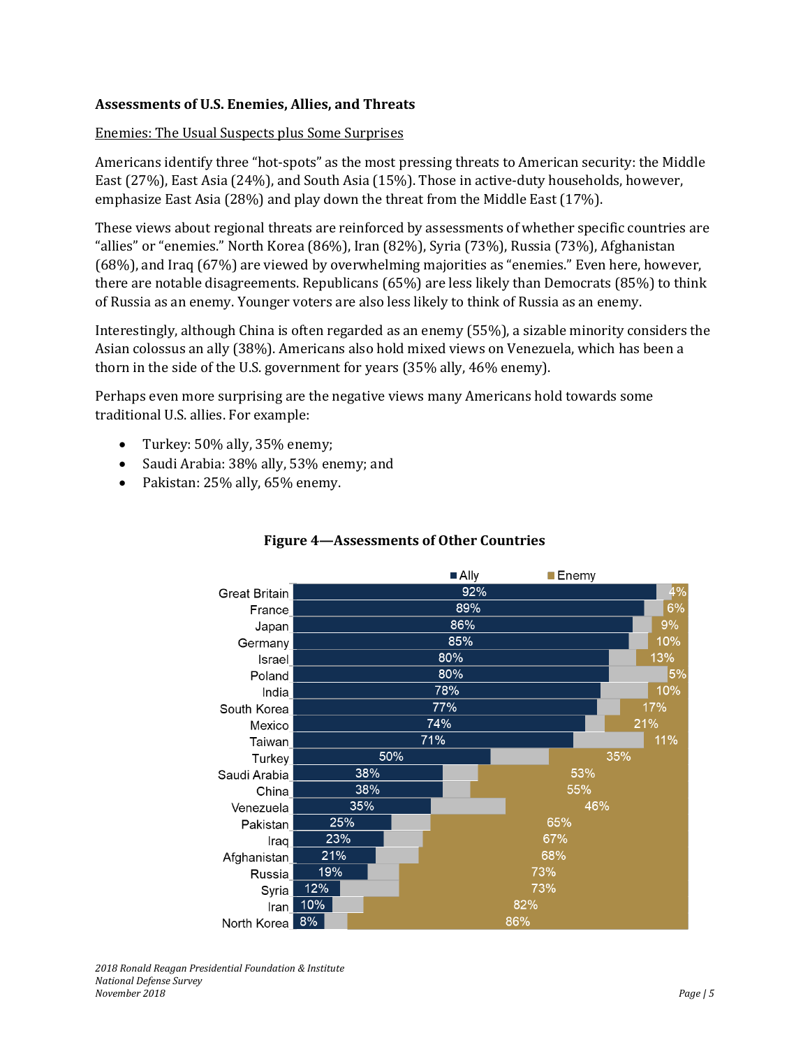### Assessments of U.S. Enemies, Allies, and Threats

<u>Enemies: The Usual Suspects plus Some Surprises</u>

Americans identify three "hot-spots" as the most pressing threats to American security: the Middle East (27%), East Asia (24%), and South Asia (15%). Those in active-duty households, however, emphasize East Asia (28%) and play down the threat from the Middle East (17%).

These views about regional threats are reinforced by assessments of whether specific countries are "allies" or "enemies." North Korea (86%), Iran (82%), Syria (73%), Russia (73%), Afghanistan (68%), and Iraq (67%) are viewed by overwhelming majorities as "enemies." Even here, however, there are notable disagreements. Republicans (65%) are less likely than Democrats (85%) to think of Russia as an enemy. Younger voters are also less likely to think of Russia as an enemy.

Interestingly, although China is often regarded as an enemy (55%), a sizable minority considers the Asian colossus an ally (38%). Americans also hold mixed views on Venezuela, which has been a thorn in the side of the U.S. government for years (35% ally, 46% enemy).

Perhaps even more surprising are the negative views many Americans hold towards some traditional U.S. allies. For example:

- Turkey: 50% ally, 35% enemy;
- Saudi Arabia: 38% ally, 53% enemy; and
- Pakistan: 25% ally, 65% enemy.

**Figure 4—Assessments of Other Countries**

| Country | Ally | Enemy |
|---|---|---|
| Great Britain | 92% | 4% |
| France | 89% | 6% |
| Japan | 86% | 9% |
| Germany | 85% | 10% |
| Israel | 80% | 13% |
| Poland | 80% | 5% |
| India | 78% | 10% |
| South Korea | 77% | 17% |
| Mexico | 74% | 21% |
| Taiwan | 71% | 11% |
| Turkey | 50% | 35% |
| Saudi Arabia | 38% | 53% |
| China | 38% | 55% |
| Venezuela | 35% | 46% |
| Pakistan | 25% | 65% |
| Iraq | 23% | 67% |
| Afghanistan | 21% | 68% |
| Russia | 19% | 73% |
| Syria | 12% | 73% |
| Iran | 10% | 82% |
| North Korea | 8% | 86% |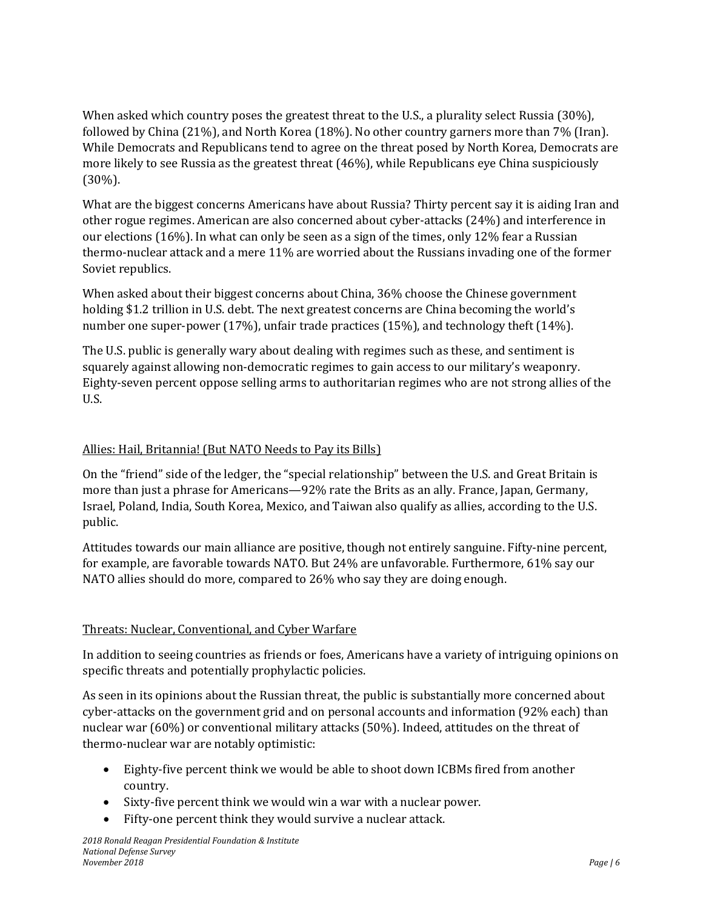When asked which country poses the greatest threat to the U.S., a plurality select Russia (30%), followed by China (21%), and North Korea (18%). No other country garners more than 7% (Iran). While Democrats and Republicans tend to agree on the threat posed by North Korea, Democrats are more likely to see Russia as the greatest threat (46%), while Republicans eye China suspiciously (30%).

What are the biggest concerns Americans have about Russia? Thirty percent say it is aiding Iran and other rogue regimes. American are also concerned about cyber-attacks (24%) and interference in our elections (16%). In what can only be seen as a sign of the times, only 12% fear a Russian thermo-nuclear attack and a mere 11% are worried about the Russians invading one of the former Soviet republics.

When asked about their biggest concerns about China, 36% choose the Chinese government holding $1.2 trillion in U.S. debt. The next greatest concerns are China becoming the world's number one super-power (17%), unfair trade practices (15%), and technology theft (14%).

The U.S. public is generally wary about dealing with regimes such as these, and sentiment is squarely against allowing non-democratic regimes to gain access to our military's weaponry. Eighty-seven percent oppose selling arms to authoritarian regimes who are not strong allies of the U.S.

## Allies: Hail, Britannia! (But NATO Needs to Pay its Bills)

On the "friend" side of the ledger, the "special relationship" between the U.S. and Great Britain is more than just a phrase for Americans—92% rate the Brits as an ally. France, Japan, Germany, Israel, Poland, India, South Korea, Mexico, and Taiwan also qualify as allies, according to the U.S. public.

Attitudes towards our main alliance are positive, though not entirely sanguine. Fifty-nine percent, for example, are favorable towards NATO. But 24% are unfavorable. Furthermore, 61% say our NATO allies should do more, compared to 26% who say they are doing enough.

## Threats: Nuclear, Conventional, and Cyber Warfare

In addition to seeing countries as friends or foes, Americans have a variety of intriguing opinions on specific threats and potentially prophylactic policies.

As seen in its opinions about the Russian threat, the public is substantially more concerned about cyber-attacks on the government grid and on personal accounts and information (92% each) than nuclear war (60%) or conventional military attacks (50%). Indeed, attitudes on the threat of thermo-nuclear war are notably optimistic:

- Eighty-five percent think we would be able to shoot down ICBMs fired from another country.
- Sixty-five percent think we would win a war with a nuclear power.
- Fifty-one percent think they would survive a nuclear attack.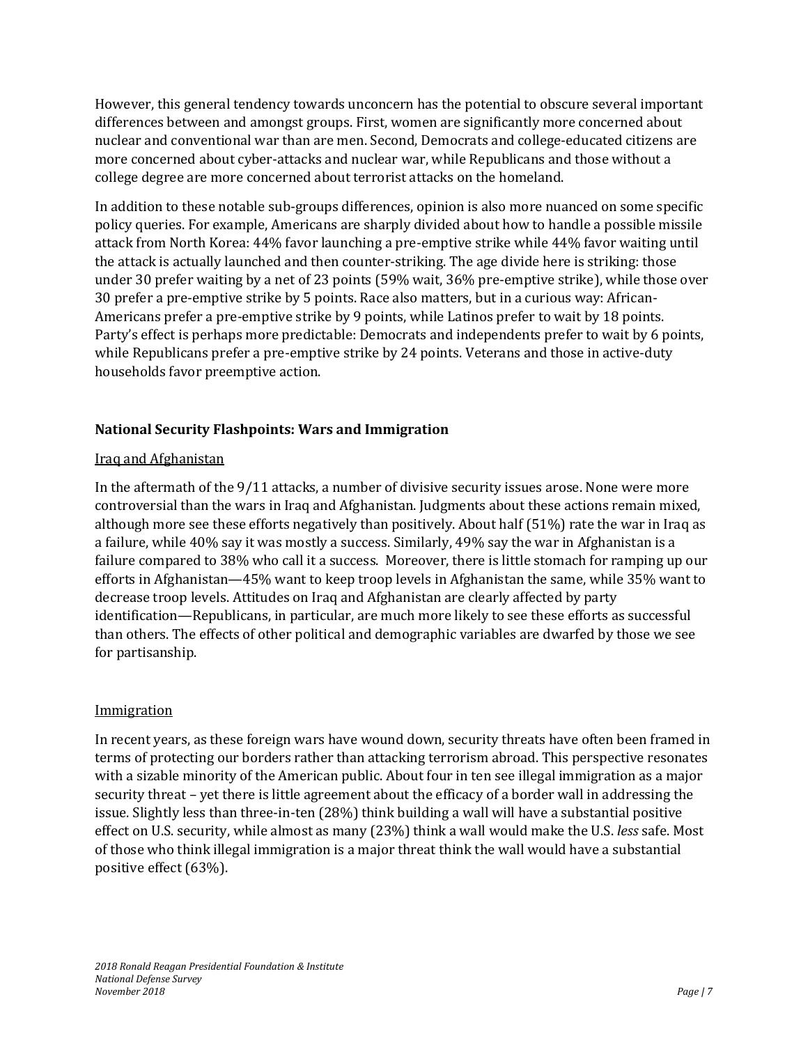However, this general tendency towards unconcern has the potential to obscure several important differences between and amongst groups. First, women are significantly more concerned about nuclear and conventional war than are men. Second, Democrats and college-educated citizens are more concerned about cyber-attacks and nuclear war, while Republicans and those without a college degree are more concerned about terrorist attacks on the homeland.

In addition to these notable sub-groups differences, opinion is also more nuanced on some specific policy queries. For example, Americans are sharply divided about how to handle a possible missile attack from North Korea: 44% favor launching a pre-emptive strike while 44% favor waiting until the attack is actually launched and then counter-striking. The age divide here is striking: those under 30 prefer waiting by a net of 23 points (59% wait, 36% pre-emptive strike), while those over 30 prefer a pre-emptive strike by 5 points. Race also matters, but in a curious way: African-Americans prefer a pre-emptive strike by 9 points, while Latinos prefer to wait by 18 points. Party's effect is perhaps more predictable: Democrats and independents prefer to wait by 6 points, while Republicans prefer a pre-emptive strike by 24 points. Veterans and those in active-duty households favor preemptive action.

## National Security Flashpoints: Wars and Immigration

### Iraq and Afghanistan

In the aftermath of the 9/11 attacks, a number of divisive security issues arose. None were more controversial than the wars in Iraq and Afghanistan. Judgments about these actions remain mixed, although more see these efforts negatively than positively. About half (51%) rate the war in Iraq as a failure, while 40% say it was mostly a success. Similarly, 49% say the war in Afghanistan is a failure compared to 38% who call it a success. Moreover, there is little stomach for ramping up our efforts in Afghanistan—45% want to keep troop levels in Afghanistan the same, while 35% want to decrease troop levels. Attitudes on Iraq and Afghanistan are clearly affected by party identification—Republicans, in particular, are much more likely to see these efforts as successful than others. The effects of other political and demographic variables are dwarfed by those we see for partisanship.

### Immigration

In recent years, as these foreign wars have wound down, security threats have often been framed in terms of protecting our borders rather than attacking terrorism abroad. This perspective resonates with a sizable minority of the American public. About four in ten see illegal immigration as a major security threat – yet there is little agreement about the efficacy of a border wall in addressing the issue. Slightly less than three-in-ten (28%) think building a wall will have a substantial positive effect on U.S. security, while almost as many (23%) think a wall would make the U.S. *less* safe. Most of those who think illegal immigration is a major threat think the wall would have a substantial positive effect (63%).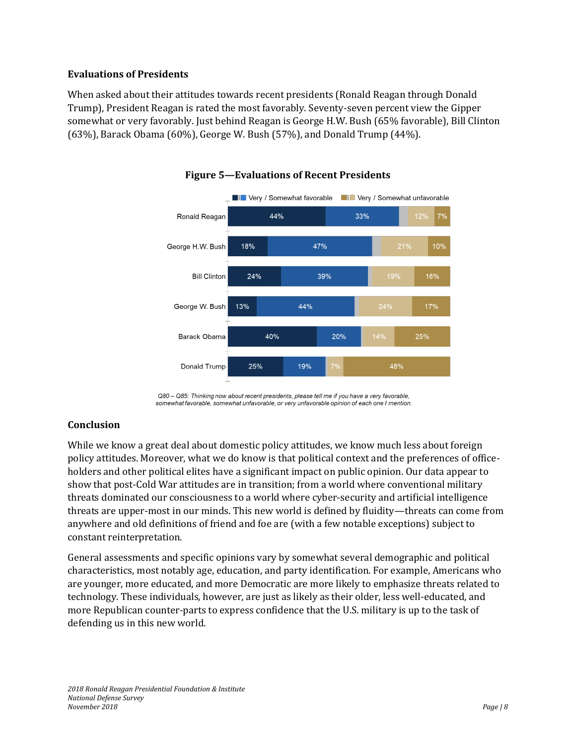### Evaluations of Presidents

When asked about their attitudes towards recent presidents (Ronald Reagan through Donald Trump), President Reagan is rated the most favorably. Seventy-seven percent view the Gipper somewhat or very favorably. Just behind Reagan is George H.W. Bush (65% favorable), Bill Clinton (63%), Barack Obama (60%), George W. Bush (57%), and Donald Trump (44%).

**Figure 5—Evaluations of Recent Presidents**

| | Very favorable | Somewhat favorable | Somewhat unfavorable | Very unfavorable |
|---|---|---|---|---|
| Ronald Reagan | 44% | 33% | 12% | 7% |
| George H.W. Bush | 18% | 47% | 21% | 10% |
| Bill Clinton | 24% | 39% | 19% | 16% |
| George W. Bush | 13% | 44% | 24% | 17% |
| Barack Obama | 40% | 20% | 14% | 25% |
| Donald Trump | 25% | 19% | 7% | 48% |

*Q80 – Q85: Thinking now about recent presidents, please tell me if you have a very favorable, somewhat favorable, somewhat unfavorable, or very unfavorable opinion of each one I mention.*

### Conclusion

While we know a great deal about domestic policy attitudes, we know much less about foreign policy attitudes. Moreover, what we do know is that political context and the preferences of office-holders and other political elites have a significant impact on public opinion. Our data appear to show that post-Cold War attitudes are in transition; from a world where conventional military threats dominated our consciousness to a world where cyber-security and artificial intelligence threats are upper-most in our minds. This new world is defined by fluidity—threats can come from anywhere and old definitions of friend and foe are (with a few notable exceptions) subject to constant reinterpretation.

General assessments and specific opinions vary by somewhat several demographic and political characteristics, most notably age, education, and party identification. For example, Americans who are younger, more educated, and more Democratic are more likely to emphasize threats related to technology. These individuals, however, are just as likely as their older, less well-educated, and more Republican counter-parts to express confidence that the U.S. military is up to the task of defending us in this new world.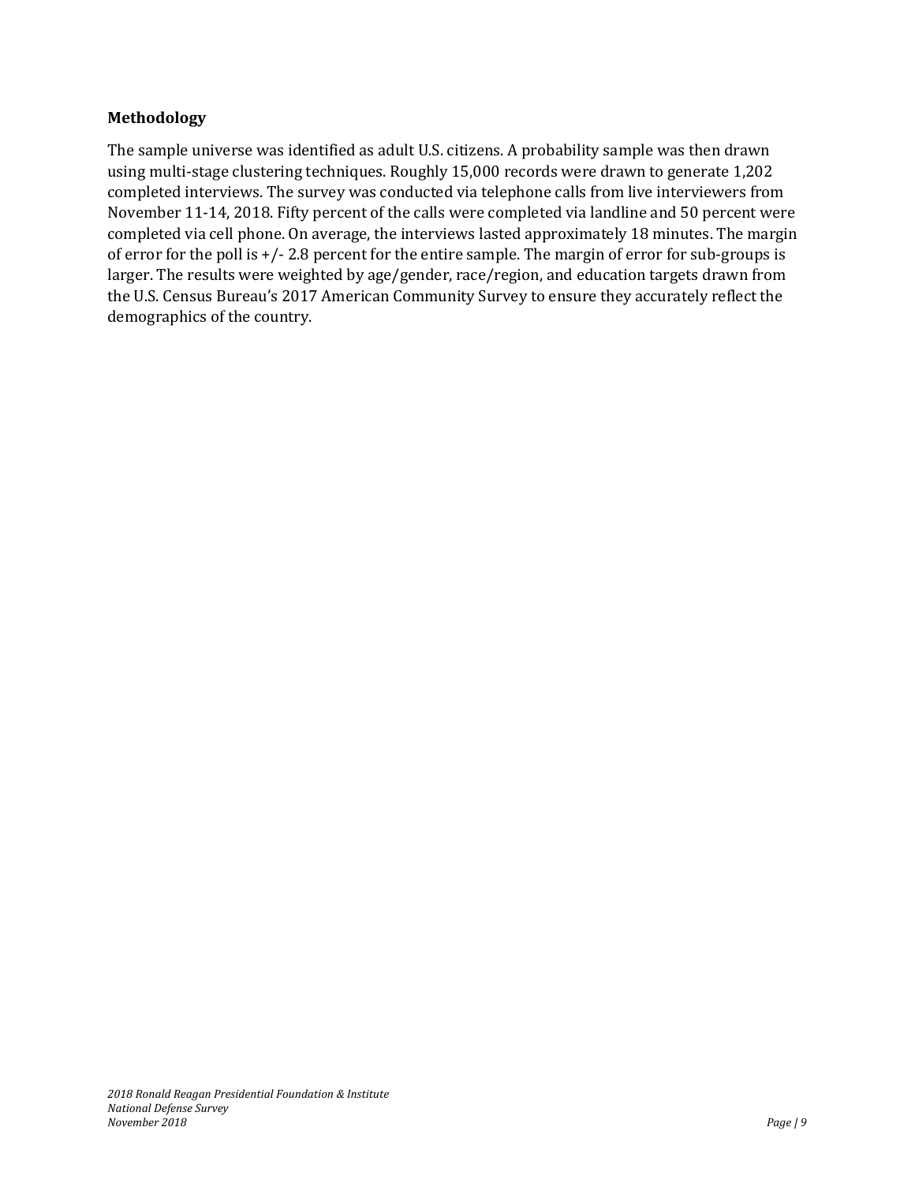## Methodology

The sample universe was identified as adult U.S. citizens. A probability sample was then drawn using multi-stage clustering techniques. Roughly 15,000 records were drawn to generate 1,202 completed interviews. The survey was conducted via telephone calls from live interviewers from November 11-14, 2018. Fifty percent of the calls were completed via landline and 50 percent were completed via cell phone. On average, the interviews lasted approximately 18 minutes. The margin of error for the poll is +/- 2.8 percent for the entire sample. The margin of error for sub-groups is larger. The results were weighted by age/gender, race/region, and education targets drawn from the U.S. Census Bureau's 2017 American Community Survey to ensure they accurately reflect the demographics of the country.